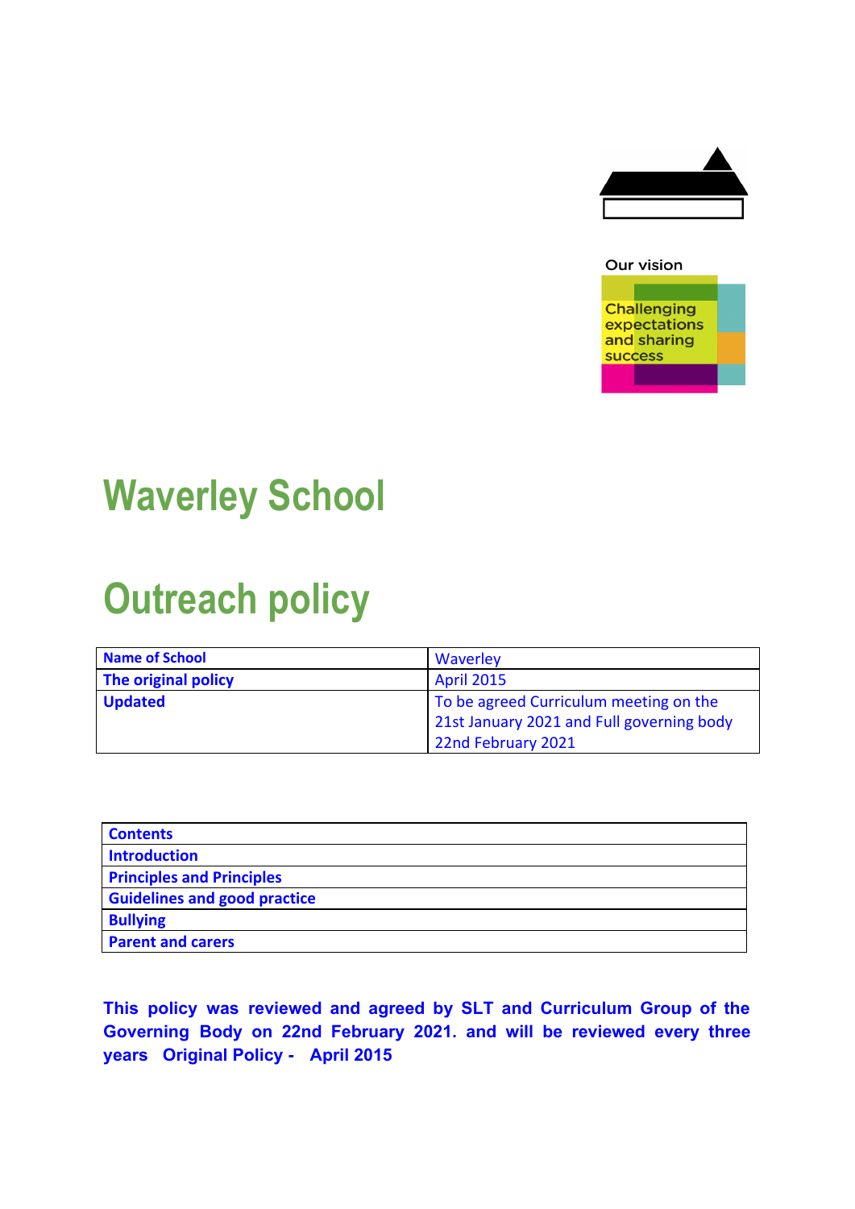Our vision

Challenging expectations and sharing success

# Waverley School

# Outreach policy

| **Name of School** | Waverley |
|---|---|
| **The original policy** | April 2015 |
| **Updated** | To be agreed Curriculum meeting on the 21st January 2021 and Full governing body 22nd February 2021 |

| **Contents** |
|---|
| **Introduction** |
| **Principles and Principles** |
| **Guidelines and good practice** |
| **Bullying** |
| **Parent and carers** |

**This policy was reviewed and agreed by SLT and Curriculum Group of the Governing Body on 22nd February 2021. and will be reviewed every three years Original Policy - April 2015**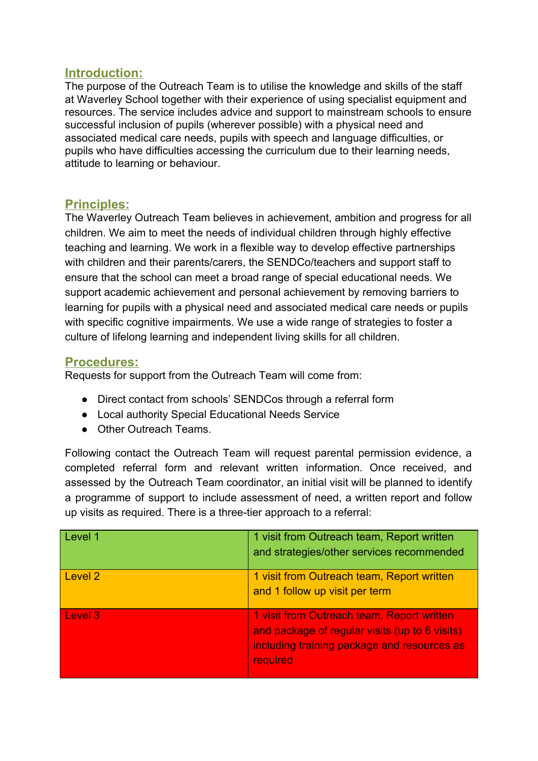## Introduction:

The purpose of the Outreach Team is to utilise the knowledge and skills of the staff at Waverley School together with their experience of using specialist equipment and resources. The service includes advice and support to mainstream schools to ensure successful inclusion of pupils (wherever possible) with a physical need and associated medical care needs, pupils with speech and language difficulties, or pupils who have difficulties accessing the curriculum due to their learning needs, attitude to learning or behaviour.

## Principles:

The Waverley Outreach Team believes in achievement, ambition and progress for all children. We aim to meet the needs of individual children through highly effective teaching and learning. We work in a flexible way to develop effective partnerships with children and their parents/carers, the SENDCo/teachers and support staff to ensure that the school can meet a broad range of special educational needs. We support academic achievement and personal achievement by removing barriers to learning for pupils with a physical need and associated medical care needs or pupils with specific cognitive impairments. We use a wide range of strategies to foster a culture of lifelong learning and independent living skills for all children.

## Procedures:

Requests for support from the Outreach Team will come from:

- Direct contact from schools' SENDCos through a referral form
- Local authority Special Educational Needs Service
- Other Outreach Teams.

Following contact the Outreach Team will request parental permission evidence, a completed referral form and relevant written information. Once received, and assessed by the Outreach Team coordinator, an initial visit will be planned to identify a programme of support to include assessment of need, a written report and follow up visits as required. There is a three-tier approach to a referral:

| | |
|---|---|
| Level 1 | 1 visit from Outreach team, Report written and strategies/other services recommended |
| Level 2 | 1 visit from Outreach team, Report written and 1 follow up visit per term |
| Level 3 | 1 visit from Outreach team, Report written and package of regular visits (up to 6 visits) including training package and resources as required |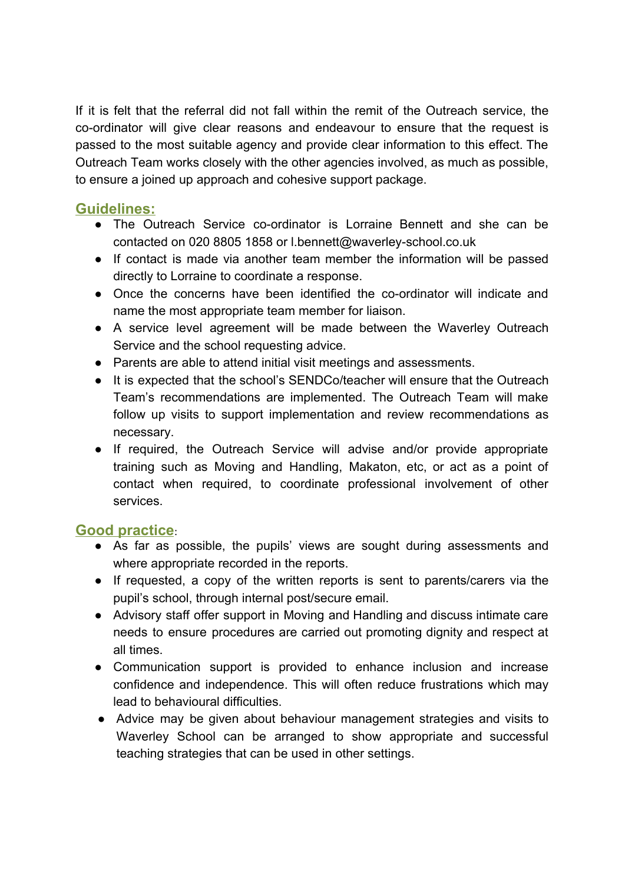If it is felt that the referral did not fall within the remit of the Outreach service, the co-ordinator will give clear reasons and endeavour to ensure that the request is passed to the most suitable agency and provide clear information to this effect. The Outreach Team works closely with the other agencies involved, as much as possible, to ensure a joined up approach and cohesive support package.

## Guidelines:

- The Outreach Service co-ordinator is Lorraine Bennett and she can be contacted on 020 8805 1858 or l.bennett@waverley-school.co.uk
- If contact is made via another team member the information will be passed directly to Lorraine to coordinate a response.
- Once the concerns have been identified the co-ordinator will indicate and name the most appropriate team member for liaison.
- A service level agreement will be made between the Waverley Outreach Service and the school requesting advice.
- Parents are able to attend initial visit meetings and assessments.
- It is expected that the school's SENDCo/teacher will ensure that the Outreach Team's recommendations are implemented. The Outreach Team will make follow up visits to support implementation and review recommendations as necessary.
- If required, the Outreach Service will advise and/or provide appropriate training such as Moving and Handling, Makaton, etc, or act as a point of contact when required, to coordinate professional involvement of other services.

## Good practice:

- As far as possible, the pupils' views are sought during assessments and where appropriate recorded in the reports.
- If requested, a copy of the written reports is sent to parents/carers via the pupil's school, through internal post/secure email.
- Advisory staff offer support in Moving and Handling and discuss intimate care needs to ensure procedures are carried out promoting dignity and respect at all times.
- Communication support is provided to enhance inclusion and increase confidence and independence. This will often reduce frustrations which may lead to behavioural difficulties.
- Advice may be given about behaviour management strategies and visits to Waverley School can be arranged to show appropriate and successful teaching strategies that can be used in other settings.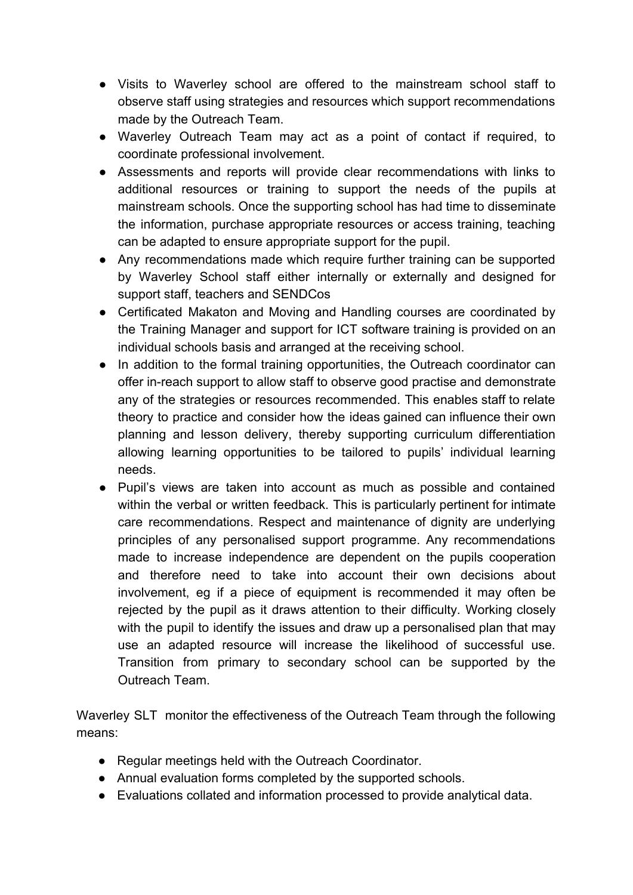- Visits to Waverley school are offered to the mainstream school staff to observe staff using strategies and resources which support recommendations made by the Outreach Team.
- Waverley Outreach Team may act as a point of contact if required, to coordinate professional involvement.
- Assessments and reports will provide clear recommendations with links to additional resources or training to support the needs of the pupils at mainstream schools. Once the supporting school has had time to disseminate the information, purchase appropriate resources or access training, teaching can be adapted to ensure appropriate support for the pupil.
- Any recommendations made which require further training can be supported by Waverley School staff either internally or externally and designed for support staff, teachers and SENDCos
- Certificated Makaton and Moving and Handling courses are coordinated by the Training Manager and support for ICT software training is provided on an individual schools basis and arranged at the receiving school.
- In addition to the formal training opportunities, the Outreach coordinator can offer in-reach support to allow staff to observe good practise and demonstrate any of the strategies or resources recommended. This enables staff to relate theory to practice and consider how the ideas gained can influence their own planning and lesson delivery, thereby supporting curriculum differentiation allowing learning opportunities to be tailored to pupils' individual learning needs.
- Pupil's views are taken into account as much as possible and contained within the verbal or written feedback. This is particularly pertinent for intimate care recommendations. Respect and maintenance of dignity are underlying principles of any personalised support programme. Any recommendations made to increase independence are dependent on the pupils cooperation and therefore need to take into account their own decisions about involvement, eg if a piece of equipment is recommended it may often be rejected by the pupil as it draws attention to their difficulty. Working closely with the pupil to identify the issues and draw up a personalised plan that may use an adapted resource will increase the likelihood of successful use. Transition from primary to secondary school can be supported by the Outreach Team.

Waverley SLT monitor the effectiveness of the Outreach Team through the following means:

- Regular meetings held with the Outreach Coordinator.
- Annual evaluation forms completed by the supported schools.
- Evaluations collated and information processed to provide analytical data.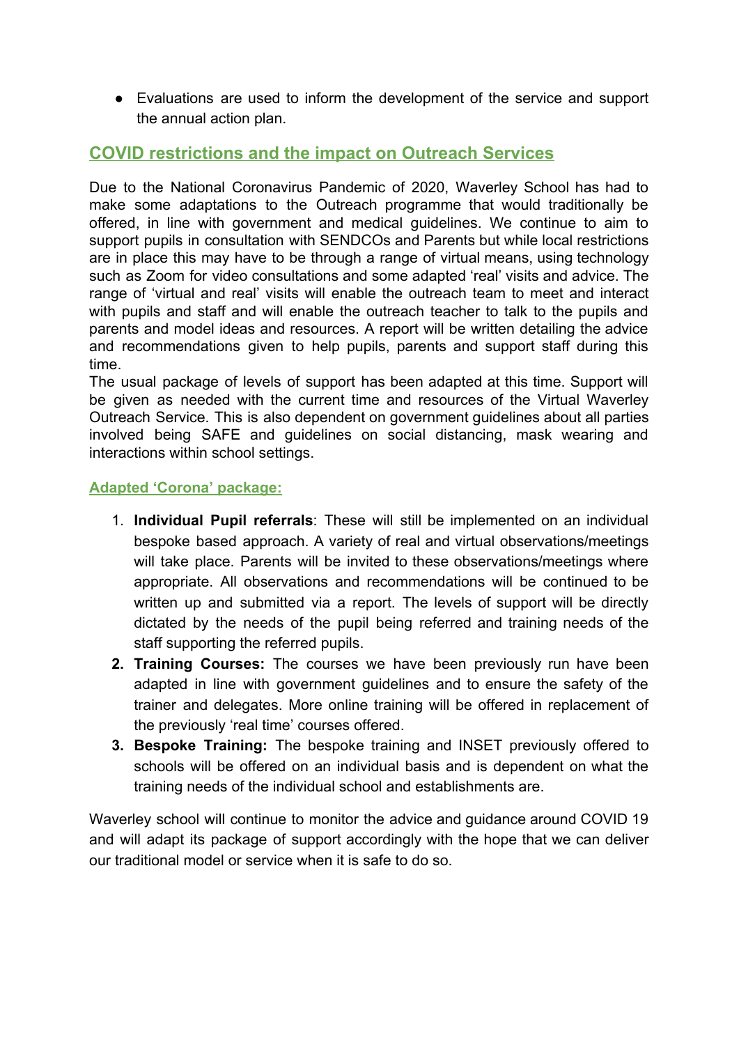- Evaluations are used to inform the development of the service and support the annual action plan.

## COVID restrictions and the impact on Outreach Services

Due to the National Coronavirus Pandemic of 2020, Waverley School has had to make some adaptations to the Outreach programme that would traditionally be offered, in line with government and medical guidelines. We continue to aim to support pupils in consultation with SENDCOs and Parents but while local restrictions are in place this may have to be through a range of virtual means, using technology such as Zoom for video consultations and some adapted 'real' visits and advice. The range of 'virtual and real' visits will enable the outreach team to meet and interact with pupils and staff and will enable the outreach teacher to talk to the pupils and parents and model ideas and resources. A report will be written detailing the advice and recommendations given to help pupils, parents and support staff during this time.
The usual package of levels of support has been adapted at this time. Support will be given as needed with the current time and resources of the Virtual Waverley Outreach Service. This is also dependent on government guidelines about all parties involved being SAFE and guidelines on social distancing, mask wearing and interactions within school settings.

### Adapted 'Corona' package:

1. **Individual Pupil referrals**: These will still be implemented on an individual bespoke based approach. A variety of real and virtual observations/meetings will take place. Parents will be invited to these observations/meetings where appropriate. All observations and recommendations will be continued to be written up and submitted via a report. The levels of support will be directly dictated by the needs of the pupil being referred and training needs of the staff supporting the referred pupils.
2. **Training Courses:** The courses we have been previously run have been adapted in line with government guidelines and to ensure the safety of the trainer and delegates. More online training will be offered in replacement of the previously 'real time' courses offered.
3. **Bespoke Training:** The bespoke training and INSET previously offered to schools will be offered on an individual basis and is dependent on what the training needs of the individual school and establishments are.

Waverley school will continue to monitor the advice and guidance around COVID 19 and will adapt its package of support accordingly with the hope that we can deliver our traditional model or service when it is safe to do so.